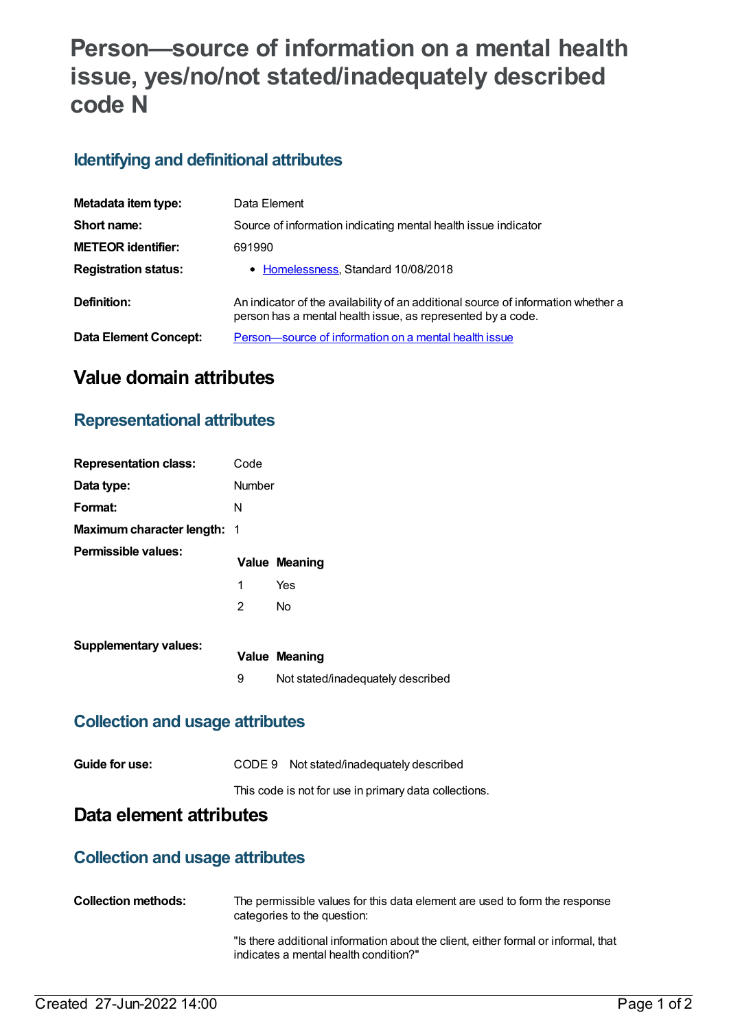# Person—source of information on a mental health issue, yes/no/not stated/inadequately described code N

## Identifying and definitional attributes

| | |
|---|---|
| **Metadata item type:** | Data Element |
| **Short name:** | Source of information indicating mental health issue indicator |
| **METEOR identifier:** | 691990 |
| **Registration status:** | • Homelessness, Standard 10/08/2018 |
| **Definition:** | An indicator of the availability of an additional source of information whether a person has a mental health issue, as represented by a code. |
| **Data Element Concept:** | Person—source of information on a mental health issue |

# Value domain attributes

## Representational attributes

| | |
|---|---|
| **Representation class:** | Code |
| **Data type:** | Number |
| **Format:** | N |
| **Maximum character length:** | 1 |

**Permissible values:**

| Value | Meaning |
|---|---|
| 1 | Yes |
| 2 | No |

**Supplementary values:**

| Value | Meaning |
|---|---|
| 9 | Not stated/inadequately described |

## Collection and usage attributes

**Guide for use:** CODE 9 Not stated/inadequately described

This code is not for use in primary data collections.

# Data element attributes

## Collection and usage attributes

**Collection methods:** The permissible values for this data element are used to form the response categories to the question:

"Is there additional information about the client, either formal or informal, that indicates a mental health condition?"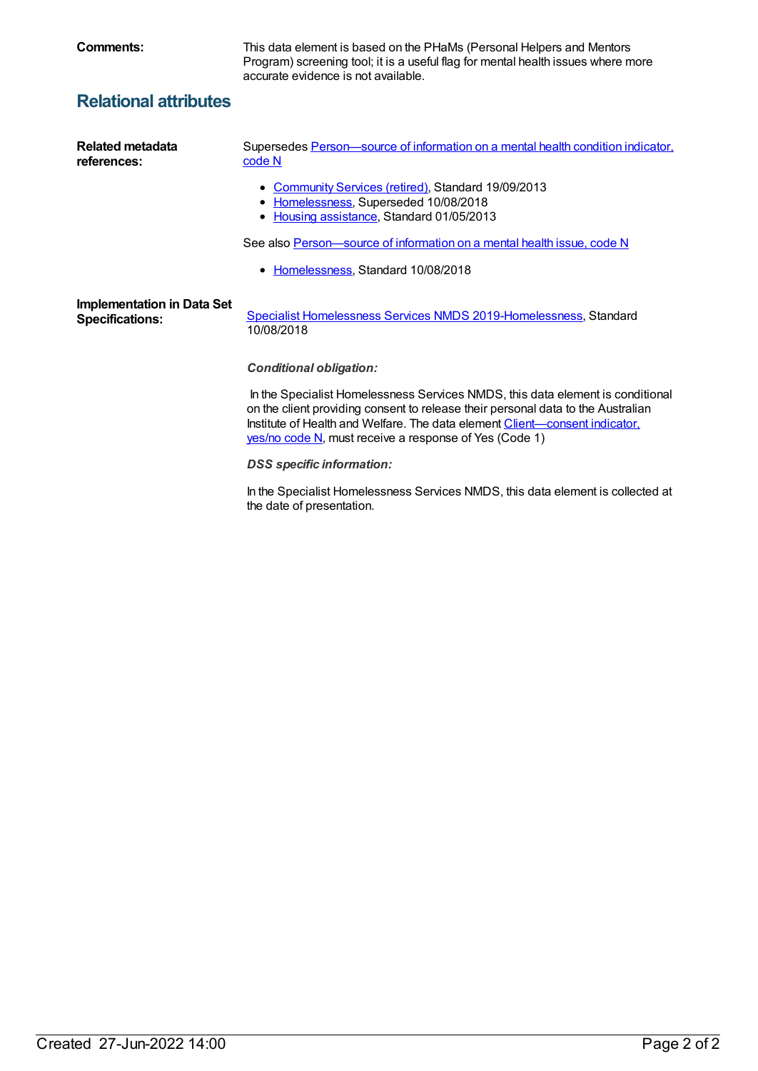**Comments:** This data element is based on the PHaMs (Personal Helpers and Mentors Program) screening tool; it is a useful flag for mental health issues where more accurate evidence is not available.

## Relational attributes

**Related metadata references:**

Supersedes Person—source of information on a mental health condition indicator, code N

- Community Services (retired), Standard 19/09/2013
- Homelessness, Superseded 10/08/2018
- Housing assistance, Standard 01/05/2013

See also Person—source of information on a mental health issue, code N

- Homelessness, Standard 10/08/2018

**Implementation in Data Set Specifications:**

Specialist Homelessness Services NMDS 2019-Homelessness, Standard 10/08/2018

***Conditional obligation:***

In the Specialist Homelessness Services NMDS, this data element is conditional on the client providing consent to release their personal data to the Australian Institute of Health and Welfare. The data element Client—consent indicator, yes/no code N, must receive a response of Yes (Code 1)

***DSS specific information:***

In the Specialist Homelessness Services NMDS, this data element is collected at the date of presentation.